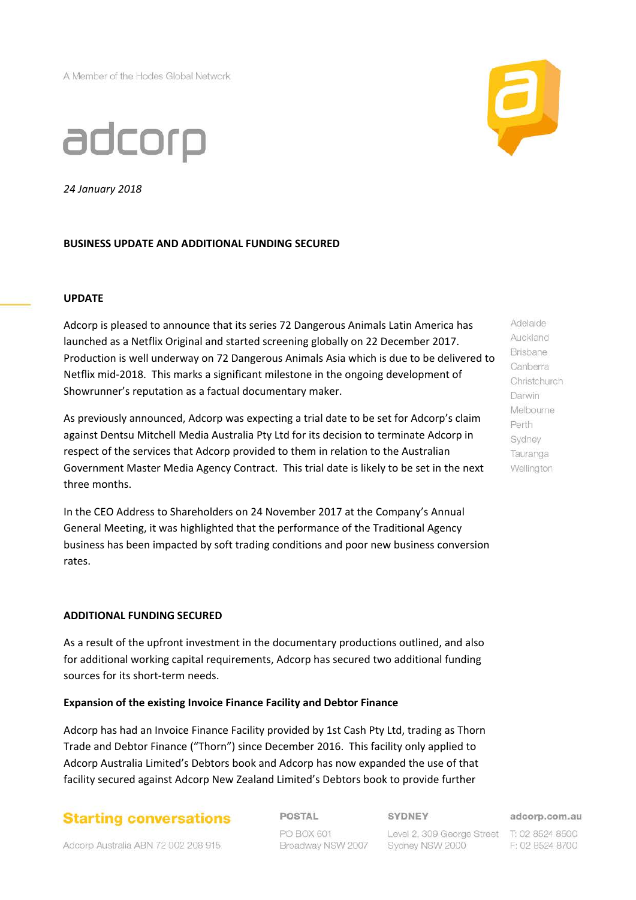A Member of the Hodes Global Network

adcorp

*24 January 2018*

**BUSINESS UPDATE AND ADDITIONAL FUNDING SECURED**

**UPDATE**

Adcorp is pleased to announce that its series 72 Dangerous Animals Latin America has launched as a Netflix Original and started screening globally on 22 December 2017. Production is well underway on 72 Dangerous Animals Asia which is due to be delivered to Netflix mid-2018. This marks a significant milestone in the ongoing development of Showrunner's reputation as a factual documentary maker.

As previously announced, Adcorp was expecting a trial date to be set for Adcorp's claim against Dentsu Mitchell Media Australia Pty Ltd for its decision to terminate Adcorp in respect of the services that Adcorp provided to them in relation to the Australian Government Master Media Agency Contract. This trial date is likely to be set in the next three months.

In the CEO Address to Shareholders on 24 November 2017 at the Company's Annual General Meeting, it was highlighted that the performance of the Traditional Agency business has been impacted by soft trading conditions and poor new business conversion rates.

**ADDITIONAL FUNDING SECURED**

As a result of the upfront investment in the documentary productions outlined, and also for additional working capital requirements, Adcorp has secured two additional funding sources for its short-term needs.

**Expansion of the existing Invoice Finance Facility and Debtor Finance**

Adcorp has had an Invoice Finance Facility provided by 1st Cash Pty Ltd, trading as Thorn Trade and Debtor Finance ("Thorn") since December 2016. This facility only applied to Adcorp Australia Limited's Debtors book and Adcorp has now expanded the use of that facility secured against Adcorp New Zealand Limited's Debtors book to provide further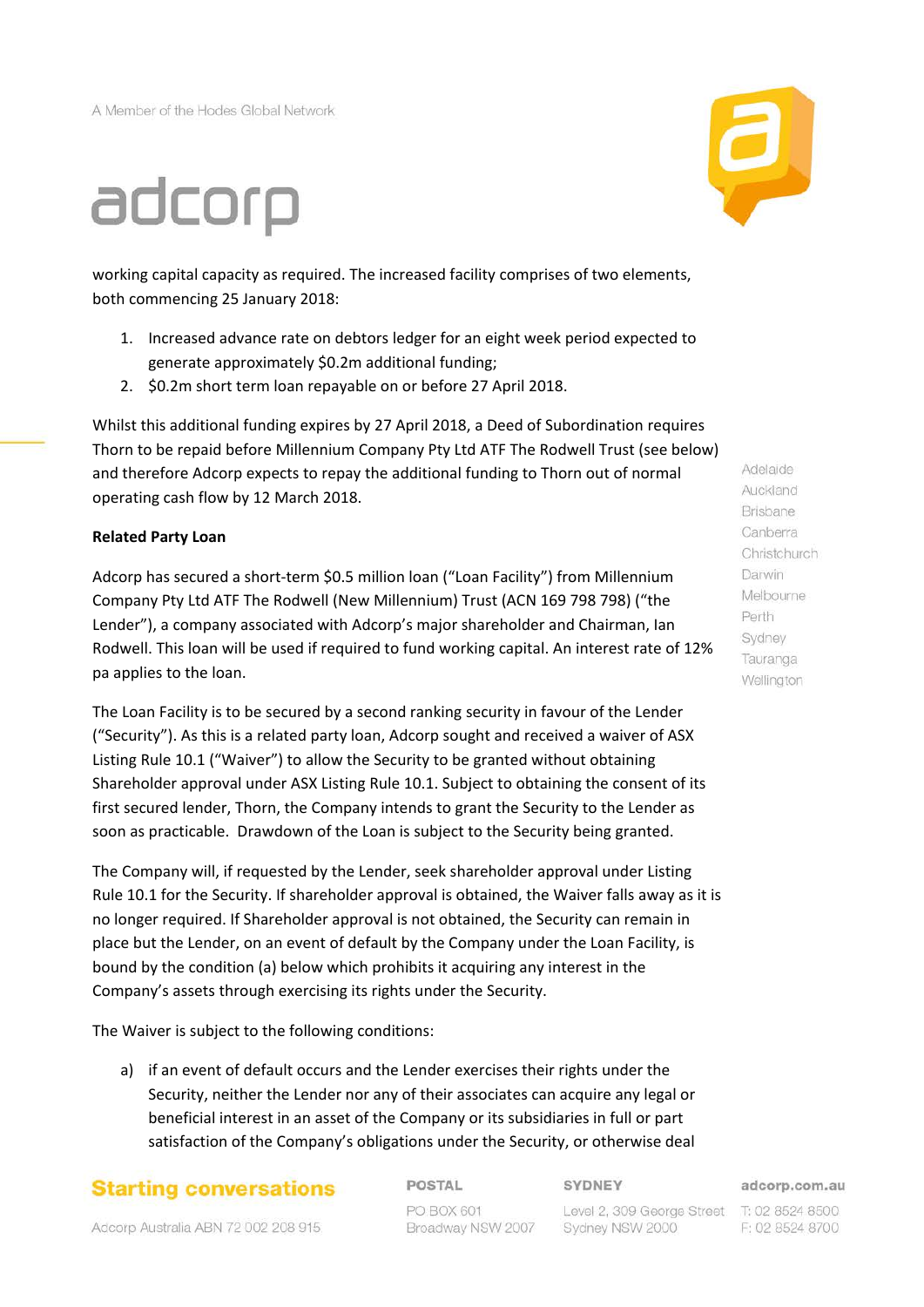working capital capacity as required. The increased facility comprises of two elements, both commencing 25 January 2018:

1. Increased advance rate on debtors ledger for an eight week period expected to generate approximately $0.2m additional funding;
2. $0.2m short term loan repayable on or before 27 April 2018.

Whilst this additional funding expires by 27 April 2018, a Deed of Subordination requires Thorn to be repaid before Millennium Company Pty Ltd ATF The Rodwell Trust (see below) and therefore Adcorp expects to repay the additional funding to Thorn out of normal operating cash flow by 12 March 2018.

**Related Party Loan**

Adcorp has secured a short-term $0.5 million loan ("Loan Facility") from Millennium Company Pty Ltd ATF The Rodwell (New Millennium) Trust (ACN 169 798 798) ("the Lender"), a company associated with Adcorp's major shareholder and Chairman, Ian Rodwell. This loan will be used if required to fund working capital. An interest rate of 12% pa applies to the loan.

The Loan Facility is to be secured by a second ranking security in favour of the Lender ("Security"). As this is a related party loan, Adcorp sought and received a waiver of ASX Listing Rule 10.1 ("Waiver") to allow the Security to be granted without obtaining Shareholder approval under ASX Listing Rule 10.1. Subject to obtaining the consent of its first secured lender, Thorn, the Company intends to grant the Security to the Lender as soon as practicable. Drawdown of the Loan is subject to the Security being granted.

The Company will, if requested by the Lender, seek shareholder approval under Listing Rule 10.1 for the Security. If shareholder approval is obtained, the Waiver falls away as it is no longer required. If Shareholder approval is not obtained, the Security can remain in place but the Lender, on an event of default by the Company under the Loan Facility, is bound by the condition (a) below which prohibits it acquiring any interest in the Company's assets through exercising its rights under the Security.

The Waiver is subject to the following conditions:

a) if an event of default occurs and the Lender exercises their rights under the Security, neither the Lender nor any of their associates can acquire any legal or beneficial interest in an asset of the Company or its subsidiaries in full or part satisfaction of the Company's obligations under the Security, or otherwise deal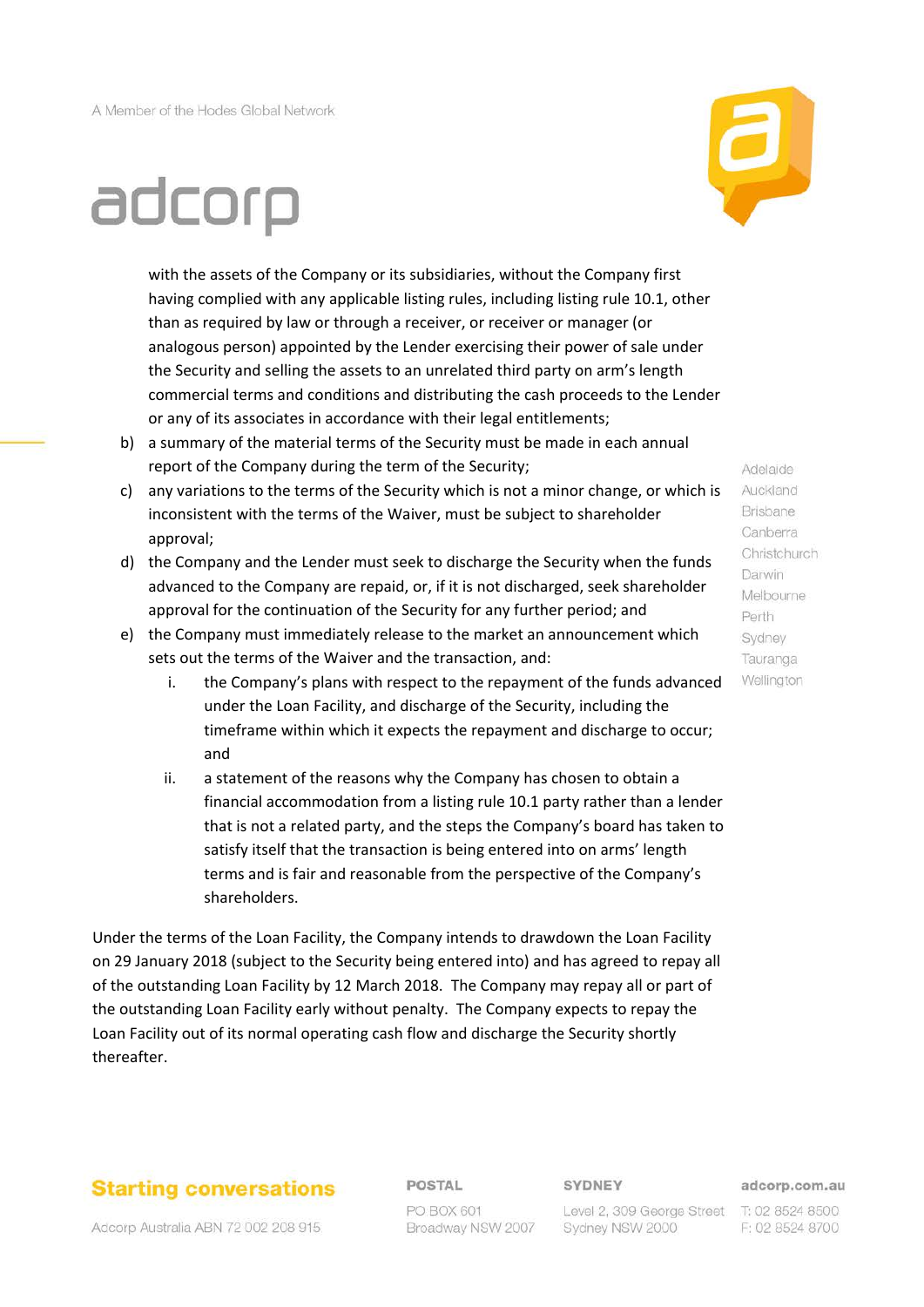with the assets of the Company or its subsidiaries, without the Company first having complied with any applicable listing rules, including listing rule 10.1, other than as required by law or through a receiver, or receiver or manager (or analogous person) appointed by the Lender exercising their power of sale under the Security and selling the assets to an unrelated third party on arm's length commercial terms and conditions and distributing the cash proceeds to the Lender or any of its associates in accordance with their legal entitlements;

b) a summary of the material terms of the Security must be made in each annual report of the Company during the term of the Security;

c) any variations to the terms of the Security which is not a minor change, or which is inconsistent with the terms of the Waiver, must be subject to shareholder approval;

d) the Company and the Lender must seek to discharge the Security when the funds advanced to the Company are repaid, or, if it is not discharged, seek shareholder approval for the continuation of the Security for any further period; and

e) the Company must immediately release to the market an announcement which sets out the terms of the Waiver and the transaction, and:

   i. the Company's plans with respect to the repayment of the funds advanced under the Loan Facility, and discharge of the Security, including the timeframe within which it expects the repayment and discharge to occur; and

   ii. a statement of the reasons why the Company has chosen to obtain a financial accommodation from a listing rule 10.1 party rather than a lender that is not a related party, and the steps the Company's board has taken to satisfy itself that the transaction is being entered into on arms' length terms and is fair and reasonable from the perspective of the Company's shareholders.

Under the terms of the Loan Facility, the Company intends to drawdown the Loan Facility on 29 January 2018 (subject to the Security being entered into) and has agreed to repay all of the outstanding Loan Facility by 12 March 2018. The Company may repay all or part of the outstanding Loan Facility early without penalty. The Company expects to repay the Loan Facility out of its normal operating cash flow and discharge the Security shortly thereafter.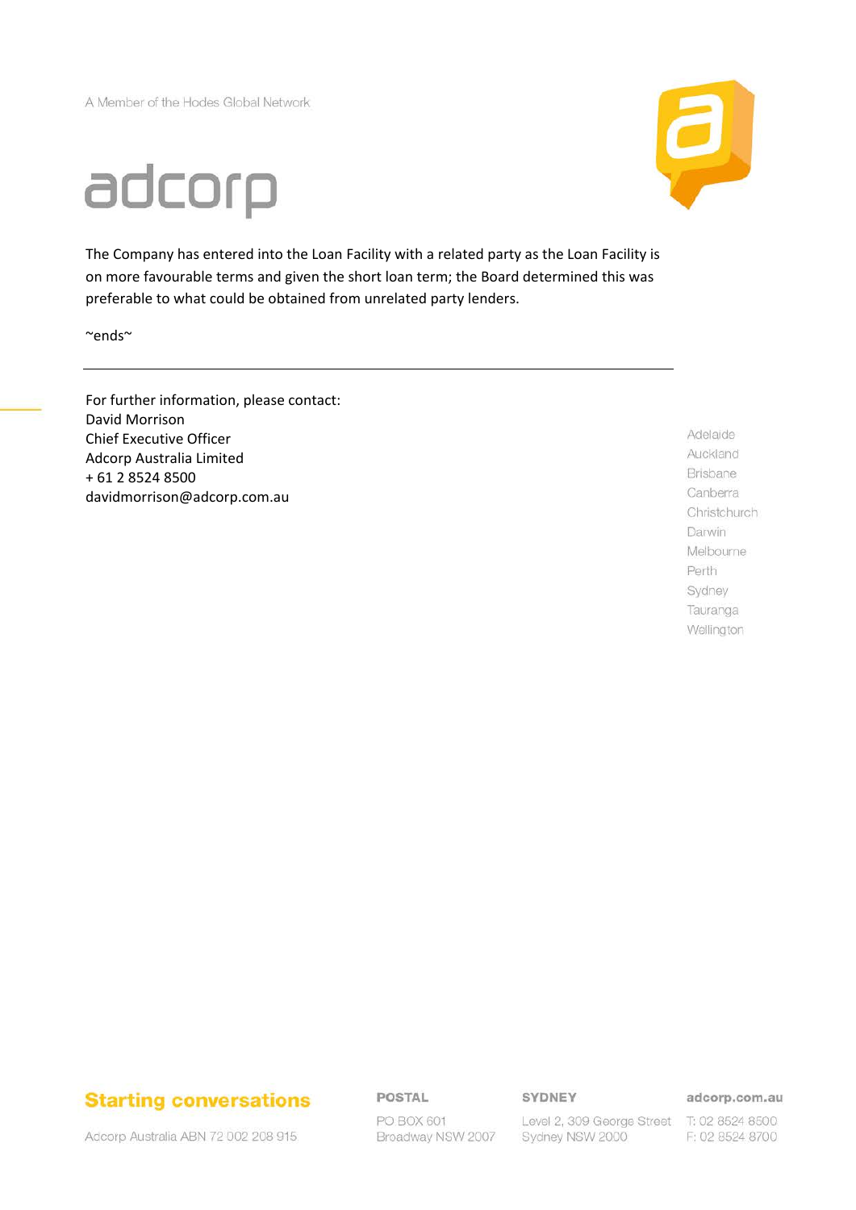The Company has entered into the Loan Facility with a related party as the Loan Facility is on more favourable terms and given the short loan term; the Board determined this was preferable to what could be obtained from unrelated party lenders.

~ends~

---

For further information, please contact:
David Morrison
Chief Executive Officer
Adcorp Australia Limited
+ 61 2 8524 8500
davidmorrison@adcorp.com.au